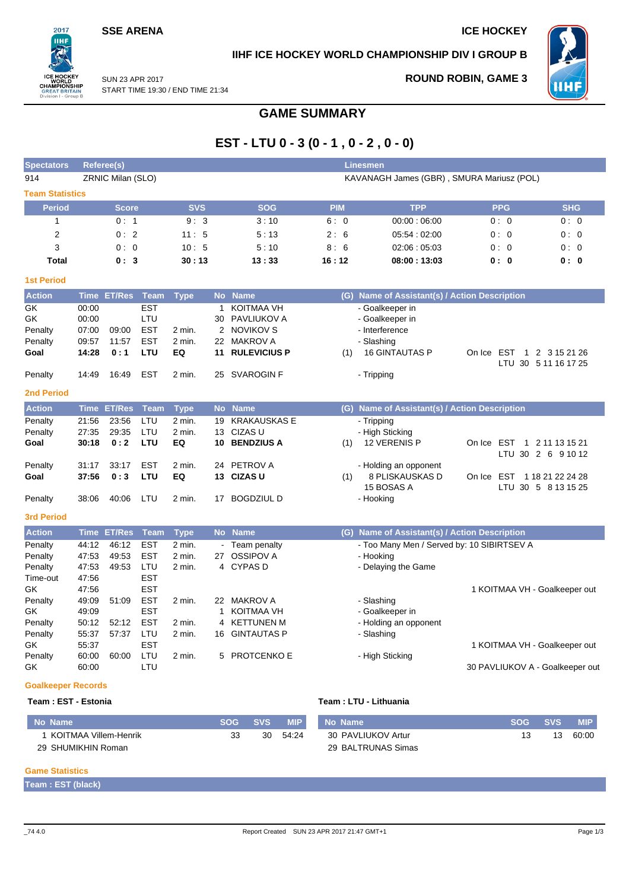SSE ARENA

ICE HOCKEY

**IIHF ICE HOCKEY WORLD CHAMPIONSHIP DIV I GROUP B**

SUN 23 APR 2017
START TIME 19:30 / END TIME 21:34

**ROUND ROBIN, GAME 3**

# GAME SUMMARY

## EST - LTU 0 - 3 (0 - 1 , 0 - 2 , 0 - 0)

| Spectators | Referee(s) | Linesmen |
|---|---|---|
| 914 | ZRNIC Milan (SLO) | KAVANAGH James (GBR) , SMURA Mariusz (POL) |

### Team Statistics

| Period | Score | SVS | SOG | PIM | TPP | PPG | SHG |
|---|---|---|---|---|---|---|---|
| 1 | 0 : 1 | 9 : 3 | 3 : 10 | 6 : 0 | 00:00 : 06:00 | 0 : 0 | 0 : 0 |
| 2 | 0 : 2 | 11 : 5 | 5 : 13 | 2 : 6 | 05:54 : 02:00 | 0 : 0 | 0 : 0 |
| 3 | 0 : 0 | 10 : 5 | 5 : 10 | 8 : 6 | 02:06 : 05:03 | 0 : 0 | 0 : 0 |
| **Total** | **0 : 3** | **30 : 13** | **13 : 33** | **16 : 12** | **08:00 : 13:03** | **0 : 0** | **0 : 0** |

### 1st Period

| Action | Time | ET/Res | Team | Type | No | Name | (G) | Name of Assistant(s) / Action Description | |
|---|---|---|---|---|---|---|---|---|---|
| GK | 00:00 | | EST | | 1 | KOITMAA VH | | - Goalkeeper in | |
| GK | 00:00 | | LTU | | 30 | PAVLIUKOV A | | - Goalkeeper in | |
| Penalty | 07:00 | 09:00 | EST | 2 min. | 2 | NOVIKOV S | | - Interference | |
| Penalty | 09:57 | 11:57 | EST | 2 min. | 22 | MAKROV A | | - Slashing | |
| **Goal** | **14:28** | **0 : 1** | **LTU** | **EQ** | **11** | **RULEVICIUS P** | (1) | 16 GINTAUTAS P | On Ice EST 1 2 3 15 21 26 LTU 30 5 11 16 17 25 |
| Penalty | 14:49 | 16:49 | EST | 2 min. | 25 | SVAROGIN F | | - Tripping | |

### 2nd Period

| Action | Time | ET/Res | Team | Type | No | Name | (G) | Name of Assistant(s) / Action Description | |
|---|---|---|---|---|---|---|---|---|---|
| Penalty | 21:56 | 23:56 | LTU | 2 min. | 19 | KRAKAUSKAS E | | - Tripping | |
| Penalty | 27:35 | 29:35 | LTU | 2 min. | 13 | CIZAS U | | - High Sticking | |
| **Goal** | **30:18** | **0 : 2** | **LTU** | **EQ** | **10** | **BENDZIUS A** | (1) | 12 VERENIS P | On Ice EST 1 2 11 13 15 21 LTU 30 2 6 9 10 12 |
| Penalty | 31:17 | 33:17 | EST | 2 min. | 24 | PETROV A | | - Holding an opponent | |
| **Goal** | **37:56** | **0 : 3** | **LTU** | **EQ** | **13** | **CIZAS U** | (1) | 8 PLISKAUSKAS D 15 BOSAS A | On Ice EST 1 18 21 22 24 28 LTU 30 5 8 13 15 25 |
| Penalty | 38:06 | 40:06 | LTU | 2 min. | 17 | BOGDZIUL D | | - Hooking | |

### 3rd Period

| Action | Time | ET/Res | Team | Type | No | Name | (G) | Name of Assistant(s) / Action Description | |
|---|---|---|---|---|---|---|---|---|---|
| Penalty | 44:12 | 46:12 | EST | 2 min. | - | Team penalty | | - Too Many Men / Served by: 10 SIBIRTSEV A | |
| Penalty | 47:53 | 49:53 | EST | 2 min. | 27 | OSSIPOV A | | - Hooking | |
| Penalty | 47:53 | 49:53 | LTU | 2 min. | 4 | CYPAS D | | - Delaying the Game | |
| Time-out | 47:56 | | EST | | | | | | |
| GK | 47:56 | | EST | | | | | | 1 KOITMAA VH - Goalkeeper out |
| Penalty | 49:09 | 51:09 | EST | 2 min. | 22 | MAKROV A | | - Slashing | |
| GK | 49:09 | | EST | | 1 | KOITMAA VH | | - Goalkeeper in | |
| Penalty | 50:12 | 52:12 | EST | 2 min. | 4 | KETTUNEN M | | - Holding an opponent | |
| Penalty | 55:37 | 57:37 | LTU | 2 min. | 16 | GINTAUTAS P | | - Slashing | |
| GK | 55:37 | | EST | | | | | | 1 KOITMAA VH - Goalkeeper out |
| Penalty | 60:00 | 60:00 | LTU | 2 min. | 5 | PROTCENKO E | | - High Sticking | |
| GK | 60:00 | | LTU | | | | | | 30 PAVLIUKOV A - Goalkeeper out |

### Goalkeeper Records

**Team : EST - Estonia**

| No | Name | SOG | SVS | MIP |
|---|---|---|---|---|
| 1 | KOITMAA Villem-Henrik | 33 | 30 | 54:24 |
| 29 | SHUMIKHIN Roman | | | |

**Team : LTU - Lithuania**

| No | Name | SOG | SVS | MIP |
|---|---|---|---|---|
| 30 | PAVLIUKOV Artur | 13 | 13 | 60:00 |
| 29 | BALTRUNAS Simas | | | |

### Game Statistics

**Team : EST (black)**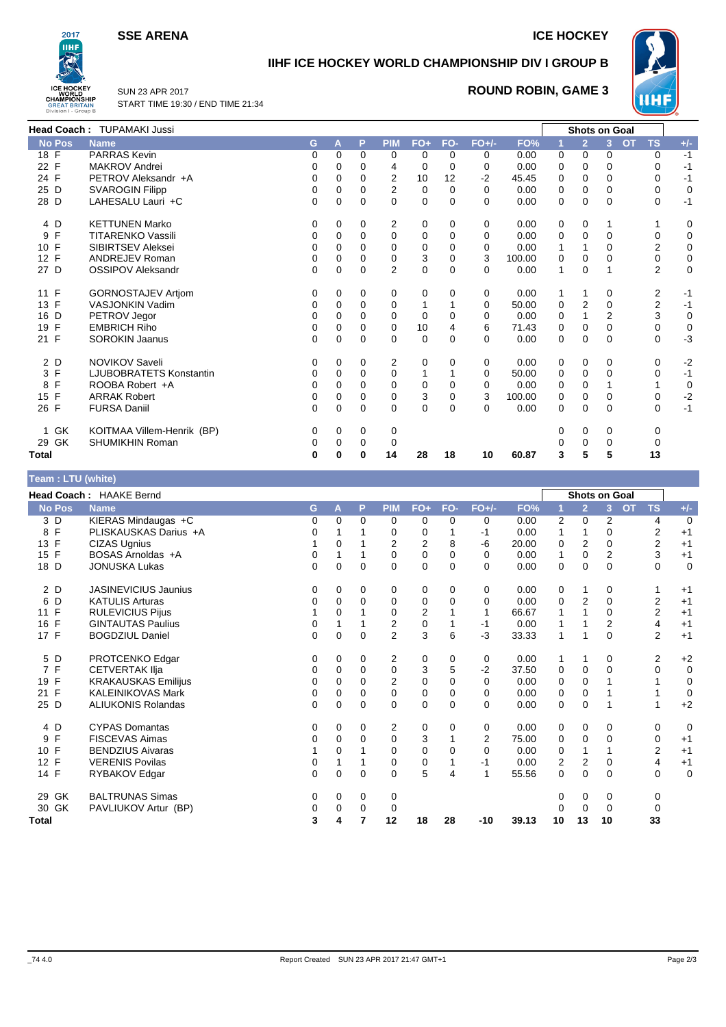# SSE ARENA — ICE HOCKEY

## IIHF ICE HOCKEY WORLD CHAMPIONSHIP DIV I GROUP B

SUN 23 APR 2017
START TIME 19:30 / END TIME 21:34

**ROUND ROBIN, GAME 3**

**Head Coach :** TUPAMAKI Jussi

| No | Pos | Name | G | A | P | PIM | FO+ | FO- | FO+/- | FO% | 1 | 2 | 3 | OT | TS | +/- |
|---|---|---|---|---|---|---|---|---|---|---|---|---|---|---|---|---|
| 18 | F | PARRAS Kevin | 0 | 0 | 0 | 0 | 0 | 0 | 0 | 0.00 | 0 | 0 | 0 | | 0 | -1 |
| 22 | F | MAKROV Andrei | 0 | 0 | 0 | 4 | 0 | 0 | 0 | 0.00 | 0 | 0 | 0 | | 0 | -1 |
| 24 | F | PETROV Aleksandr +A | 0 | 0 | 0 | 2 | 10 | 12 | -2 | 45.45 | 0 | 0 | 0 | | 0 | -1 |
| 25 | D | SVAROGIN Filipp | 0 | 0 | 0 | 2 | 0 | 0 | 0 | 0.00 | 0 | 0 | 0 | | 0 | 0 |
| 28 | D | LAHESALU Lauri +C | 0 | 0 | 0 | 0 | 0 | 0 | 0 | 0.00 | 0 | 0 | 0 | | 0 | -1 |
| 4 | D | KETTUNEN Marko | 0 | 0 | 0 | 2 | 0 | 0 | 0 | 0.00 | 0 | 0 | 1 | | 1 | 0 |
| 9 | F | TITARENKO Vassili | 0 | 0 | 0 | 0 | 0 | 0 | 0 | 0.00 | 0 | 0 | 0 | | 0 | 0 |
| 10 | F | SIBIRTSEV Aleksei | 0 | 0 | 0 | 0 | 0 | 0 | 0 | 0.00 | 1 | 1 | 0 | | 2 | 0 |
| 12 | F | ANDREJEV Roman | 0 | 0 | 0 | 0 | 3 | 0 | 3 | 100.00 | 0 | 0 | 0 | | 0 | 0 |
| 27 | D | OSSIPOV Aleksandr | 0 | 0 | 0 | 2 | 0 | 0 | 0 | 0.00 | 1 | 0 | 1 | | 2 | 0 |
| 11 | F | GORNOSTAJEV Artjom | 0 | 0 | 0 | 0 | 0 | 0 | 0 | 0.00 | 1 | 1 | 0 | | 2 | -1 |
| 13 | F | VASJONKIN Vadim | 0 | 0 | 0 | 0 | 1 | 1 | 0 | 50.00 | 0 | 2 | 0 | | 2 | -1 |
| 16 | D | PETROV Jegor | 0 | 0 | 0 | 0 | 0 | 0 | 0 | 0.00 | 0 | 1 | 2 | | 3 | 0 |
| 19 | F | EMBRICH Riho | 0 | 0 | 0 | 0 | 10 | 4 | 6 | 71.43 | 0 | 0 | 0 | | 0 | 0 |
| 21 | F | SOROKIN Jaanus | 0 | 0 | 0 | 0 | 0 | 0 | 0 | 0.00 | 0 | 0 | 0 | | 0 | -3 |
| 2 | D | NOVIKOV Saveli | 0 | 0 | 0 | 2 | 0 | 0 | 0 | 0.00 | 0 | 0 | 0 | | 0 | -2 |
| 3 | F | LJUBOBRATETS Konstantin | 0 | 0 | 0 | 0 | 1 | 1 | 0 | 50.00 | 0 | 0 | 0 | | 0 | -1 |
| 8 | F | ROOBA Robert +A | 0 | 0 | 0 | 0 | 0 | 0 | 0 | 0.00 | 0 | 0 | 1 | | 1 | 0 |
| 15 | F | ARRAK Robert | 0 | 0 | 0 | 0 | 3 | 0 | 3 | 100.00 | 0 | 0 | 0 | | 0 | -2 |
| 26 | F | FURSA Daniil | 0 | 0 | 0 | 0 | 0 | 0 | 0 | 0.00 | 0 | 0 | 0 | | 0 | -1 |
| 1 | GK | KOITMAA Villem-Henrik (BP) | 0 | 0 | 0 | 0 | | | | | 0 | 0 | 0 | | 0 | |
| 29 | GK | SHUMIKHIN Roman | 0 | 0 | 0 | 0 | | | | | 0 | 0 | 0 | | 0 | |
| **Total** | | | **0** | **0** | **0** | **14** | **28** | **18** | **10** | **60.87** | **3** | **5** | **5** | | **13** | |

**Team : LTU (white)**

**Head Coach :** HAAKE Bernd

| No | Pos | Name | G | A | P | PIM | FO+ | FO- | FO+/- | FO% | 1 | 2 | 3 | OT | TS | +/- |
|---|---|---|---|---|---|---|---|---|---|---|---|---|---|---|---|---|
| 3 | D | KIERAS Mindaugas +C | 0 | 0 | 0 | 0 | 0 | 0 | 0 | 0.00 | 2 | 0 | 2 | | 4 | 0 |
| 8 | F | PLISKAUSKAS Darius +A | 0 | 1 | 1 | 0 | 0 | 1 | -1 | 0.00 | 1 | 1 | 0 | | 2 | +1 |
| 13 | F | CIZAS Ugnius | 1 | 0 | 1 | 2 | 2 | 8 | -6 | 20.00 | 0 | 2 | 0 | | 2 | +1 |
| 15 | F | BOSAS Arnoldas +A | 0 | 1 | 1 | 0 | 0 | 0 | 0 | 0.00 | 1 | 0 | 2 | | 3 | +1 |
| 18 | D | JONUSKA Lukas | 0 | 0 | 0 | 0 | 0 | 0 | 0 | 0.00 | 0 | 0 | 0 | | 0 | 0 |
| 2 | D | JASINEVICIUS Jaunius | 0 | 0 | 0 | 0 | 0 | 0 | 0 | 0.00 | 0 | 1 | 0 | | 1 | +1 |
| 6 | D | KATULIS Arturas | 0 | 0 | 0 | 0 | 0 | 0 | 0 | 0.00 | 0 | 2 | 0 | | 2 | +1 |
| 11 | F | RULEVICIUS Pijus | 1 | 0 | 1 | 0 | 2 | 1 | 1 | 66.67 | 1 | 1 | 0 | | 2 | +1 |
| 16 | F | GINTAUTAS Paulius | 0 | 1 | 1 | 2 | 0 | 1 | -1 | 0.00 | 1 | 1 | 2 | | 4 | +1 |
| 17 | F | BOGDZIUL Daniel | 0 | 0 | 0 | 2 | 3 | 6 | -3 | 33.33 | 1 | 1 | 0 | | 2 | +1 |
| 5 | D | PROTCENKO Edgar | 0 | 0 | 0 | 2 | 0 | 0 | 0 | 0.00 | 1 | 1 | 0 | | 2 | +2 |
| 7 | F | CETVERTAK Ilja | 0 | 0 | 0 | 0 | 3 | 5 | -2 | 37.50 | 0 | 0 | 0 | | 0 | 0 |
| 19 | F | KRAKAUSKAS Emilijus | 0 | 0 | 0 | 2 | 0 | 0 | 0 | 0.00 | 0 | 0 | 1 | | 1 | 0 |
| 21 | F | KALEINIKOVAS Mark | 0 | 0 | 0 | 0 | 0 | 0 | 0 | 0.00 | 0 | 0 | 1 | | 1 | 0 |
| 25 | D | ALIUKONIS Rolandas | 0 | 0 | 0 | 0 | 0 | 0 | 0 | 0.00 | 0 | 0 | 1 | | 1 | +2 |
| 4 | D | CYPAS Domantas | 0 | 0 | 0 | 2 | 0 | 0 | 0 | 0.00 | 0 | 0 | 0 | | 0 | 0 |
| 9 | F | FISCEVAS Aimas | 0 | 0 | 0 | 0 | 3 | 1 | 2 | 75.00 | 0 | 0 | 0 | | 0 | +1 |
| 10 | F | BENDZIUS Aivaras | 1 | 0 | 1 | 0 | 0 | 0 | 0 | 0.00 | 0 | 1 | 1 | | 2 | +1 |
| 12 | F | VERENIS Povilas | 0 | 1 | 1 | 0 | 0 | 1 | -1 | 0.00 | 2 | 2 | 0 | | 4 | +1 |
| 14 | F | RYBAKOV Edgar | 0 | 0 | 0 | 0 | 5 | 4 | 1 | 55.56 | 0 | 0 | 0 | | 0 | 0 |
| 29 | GK | BALTRUNAS Simas | 0 | 0 | 0 | 0 | | | | | 0 | 0 | 0 | | 0 | |
| 30 | GK | PAVLIUKOV Artur (BP) | 0 | 0 | 0 | 0 | | | | | 0 | 0 | 0 | | 0 | |
| **Total** | | | **3** | **4** | **7** | **12** | **18** | **28** | **-10** | **39.13** | **10** | **13** | **10** | | **33** | |

_74 4.0 Report Created SUN 23 APR 2017 21:47 GMT+1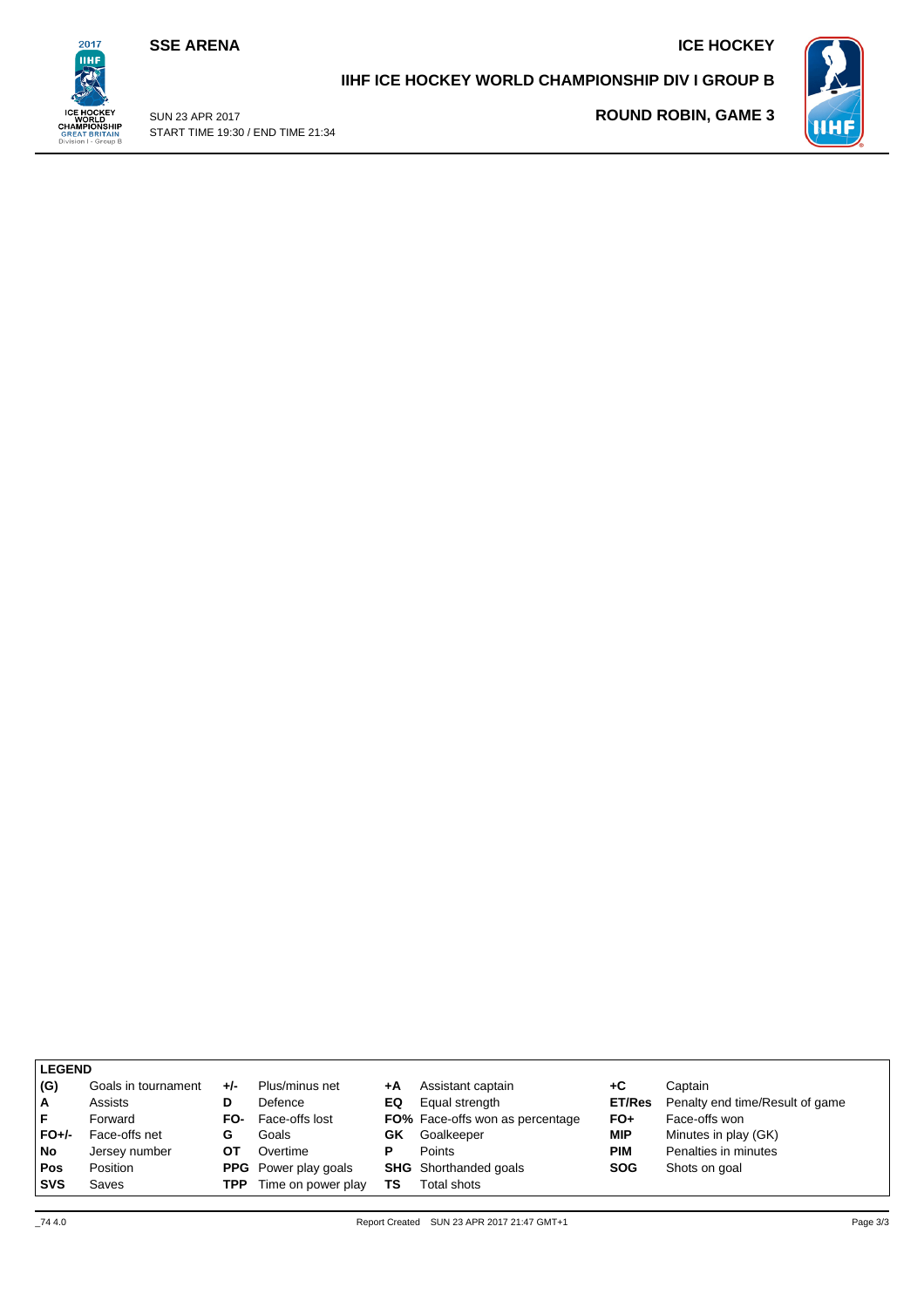## LEGEND

| | | | | | | | |
|---|---|---|---|---|---|---|---|
| **(G)** | Goals in tournament | **+/-** | Plus/minus net | **+A** | Assistant captain | **+C** | Captain |
| **A** | Assists | **D** | Defence | **EQ** | Equal strength | **ET/Res** | Penalty end time/Result of game |
| **F** | Forward | **FO-** | Face-offs lost | **FO%** | Face-offs won as percentage | **FO+** | Face-offs won |
| **FO+/-** | Face-offs net | **G** | Goals | **GK** | Goalkeeper | **MIP** | Minutes in play (GK) |
| **No** | Jersey number | **OT** | Overtime | **P** | Points | **PIM** | Penalties in minutes |
| **Pos** | Position | **PPG** | Power play goals | **SHG** | Shorthanded goals | **SOG** | Shots on goal |
| **SVS** | Saves | **TPP** | Time on power play | **TS** | Total shots | | |